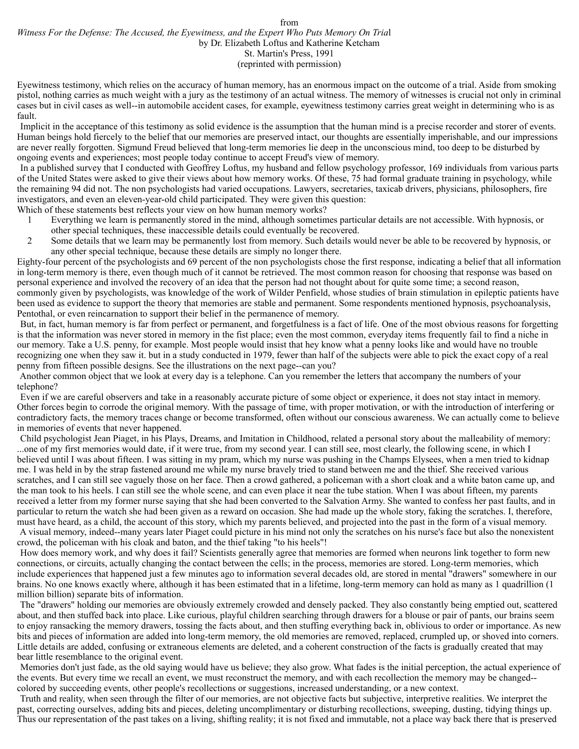from

*Witness For the Defense: The Accused, the Eyewitness, and the Expert Who Puts Memory On Tria*l

by Dr. Elizabeth Loftus and Katherine Ketcham

St. Martin's Press, 1991

(reprinted with permission)

Eyewitness testimony, which relies on the accuracy of human memory, has an enormous impact on the outcome of a trial. Aside from smoking pistol, nothing carries as much weight with a jury as the testimony of an actual witness. The memory of witnesses is crucial not only in criminal cases but in civil cases as well--in automobile accident cases, for example, eyewitness testimony carries great weight in determining who is as fault.

Implicit in the acceptance of this testimony as solid evidence is the assumption that the human mind is a precise recorder and storer of events. Human beings hold fiercely to the belief that our memories are preserved intact, our thoughts are essentially imperishable, and our impressions are never really forgotten. Sigmund Freud believed that long-term memories lie deep in the unconscious mind, too deep to be disturbed by ongoing events and experiences; most people today continue to accept Freud's view of memory.

In a published survey that I conducted with Geoffrey Loftus, my husband and fellow psychology professor, 169 individuals from various parts of the United States were asked to give their views about how memory works. Of these, 75 had formal graduate training in psychology, while the remaining 94 did not. The non psychologists had varied occupations. Lawyers, secretaries, taxicab drivers, physicians, philosophers, fire investigators, and even an eleven-year-old child participated. They were given this question:

Which of these statements best reflects your view on how human memory works?

1. Everything we learn is permanently stored in the mind, although sometimes particular details are not accessible. With hypnosis, or other special techniques, these inaccessible details could eventually be recovered.
2. Some details that we learn may be permanently lost from memory. Such details would never be able to be recovered by hypnosis, or any other special technique, because these details are simply no longer there.

Eighty-four percent of the psychologists and 69 percent of the non psychologists chose the first response, indicating a belief that all information in long-term memory is there, even though much of it cannot be retrieved. The most common reason for choosing that response was based on personal experience and involved the recovery of an idea that the person had not thought about for quite some time; a second reason, commonly given by psychologists, was knowledge of the work of Wilder Penfield, whose studies of brain stimulation in epileptic patients have been used as evidence to support the theory that memories are stable and permanent. Some respondents mentioned hypnosis, psychoanalysis, Pentothal, or even reincarnation to support their belief in the permanence of memory.

But, in fact, human memory is far from perfect or permanent, and forgetfulness is a fact of life. One of the most obvious reasons for forgetting is that the information was never stored in memory in the fist place; even the most common, everyday items frequently fail to find a niche in our memory. Take a U.S. penny, for example. Most people would insist that hey know what a penny looks like and would have no trouble recognizing one when they saw it. but in a study conducted in 1979, fewer than half of the subjects were able to pick the exact copy of a real penny from fifteen possible designs. See the illustrations on the next page--can you?

Another common object that we look at every day is a telephone. Can you remember the letters that accompany the numbers of your telephone?

Even if we are careful observers and take in a reasonably accurate picture of some object or experience, it does not stay intact in memory. Other forces begin to corrode the original memory. With the passage of time, with proper motivation, or with the introduction of interfering or contradictory facts, the memory traces change or become transformed, often without our conscious awareness. We can actually come to believe in memories of events that never happened.

Child psychologist Jean Piaget, in his Plays, Dreams, and Imitation in Childhood, related a personal story about the malleability of memory: ...one of my first memories would date, if it were true, from my second year. I can still see, most clearly, the following scene, in which I believed until I was about fifteen. I was sitting in my pram, which my nurse was pushing in the Champs Elysees, when a men tried to kidnap me. I was held in by the strap fastened around me while my nurse bravely tried to stand between me and the thief. She received various scratches, and I can still see vaguely those on her face. Then a crowd gathered, a policeman with a short cloak and a white baton came up, and the man took to his heels. I can still see the whole scene, and can even place it near the tube station. When I was about fifteen, my parents received a letter from my former nurse saying that she had been converted to the Salvation Army. She wanted to confess her past faults, and in particular to return the watch she had been given as a reward on occasion. She had made up the whole story, faking the scratches. I, therefore, must have heard, as a child, the account of this story, which my parents believed, and projected into the past in the form of a visual memory.

A visual memory, indeed--many years later Piaget could picture in his mind not only the scratches on his nurse's face but also the nonexistent crowd, the policeman with his cloak and baton, and the thief taking "to his heels"!

How does memory work, and why does it fail? Scientists generally agree that memories are formed when neurons link together to form new connections, or circuits, actually changing the contact between the cells; in the process, memories are stored. Long-term memories, which include experiences that happened just a few minutes ago to information several decades old, are stored in mental "drawers" somewhere in our brains. No one knows exactly where, although it has been estimated that in a lifetime, long-term memory can hold as many as 1 quadrillion (1 million billion) separate bits of information.

The "drawers" holding our memories are obviously extremely crowded and densely packed. They also constantly being emptied out, scattered about, and then stuffed back into place. Like curious, playful children searching through drawers for a blouse or pair of pants, our brains seem to enjoy ransacking the memory drawers, tossing the facts about, and then stuffing everything back in, oblivious to order or importance. As new bits and pieces of information are added into long-term memory, the old memories are removed, replaced, crumpled up, or shoved into corners. Little details are added, confusing or extraneous elements are deleted, and a coherent construction of the facts is gradually created that may bear little resemblance to the original event.

Memories don't just fade, as the old saying would have us believe; they also grow. What fades is the initial perception, the actual experience of the events. But every time we recall an event, we must reconstruct the memory, and with each recollection the memory may be changed--colored by succeeding events, other people's recollections or suggestions, increased understanding, or a new context.

Truth and reality, when seen through the filter of our memories, are not objective facts but subjective, interpretive realities. We interpret the past, correcting ourselves, adding bits and pieces, deleting uncomplimentary or disturbing recollections, sweeping, dusting, tidying things up. Thus our representation of the past takes on a living, shifting reality; it is not fixed and immutable, not a place way back there that is preserved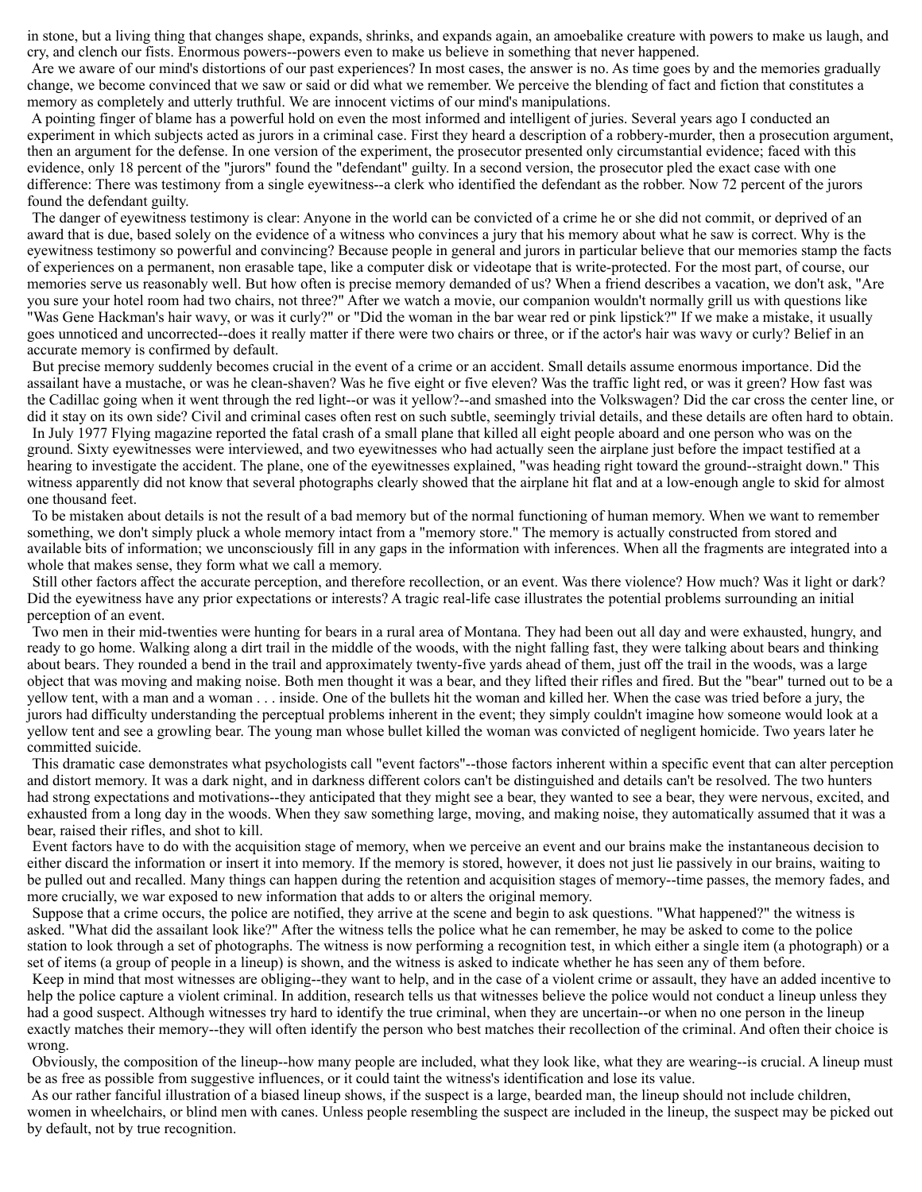in stone, but a living thing that changes shape, expands, shrinks, and expands again, an amoebalike creature with powers to make us laugh, and cry, and clench our fists. Enormous powers--powers even to make us believe in something that never happened.

Are we aware of our mind's distortions of our past experiences? In most cases, the answer is no. As time goes by and the memories gradually change, we become convinced that we saw or said or did what we remember. We perceive the blending of fact and fiction that constitutes a memory as completely and utterly truthful. We are innocent victims of our mind's manipulations.

A pointing finger of blame has a powerful hold on even the most informed and intelligent of juries. Several years ago I conducted an experiment in which subjects acted as jurors in a criminal case. First they heard a description of a robbery-murder, then a prosecution argument, then an argument for the defense. In one version of the experiment, the prosecutor presented only circumstantial evidence; faced with this evidence, only 18 percent of the "jurors" found the "defendant" guilty. In a second version, the prosecutor pled the exact case with one difference: There was testimony from a single eyewitness--a clerk who identified the defendant as the robber. Now 72 percent of the jurors found the defendant guilty.

The danger of eyewitness testimony is clear: Anyone in the world can be convicted of a crime he or she did not commit, or deprived of an award that is due, based solely on the evidence of a witness who convinces a jury that his memory about what he saw is correct. Why is the eyewitness testimony so powerful and convincing? Because people in general and jurors in particular believe that our memories stamp the facts of experiences on a permanent, non erasable tape, like a computer disk or videotape that is write-protected. For the most part, of course, our memories serve us reasonably well. But how often is precise memory demanded of us? When a friend describes a vacation, we don't ask, "Are you sure your hotel room had two chairs, not three?" After we watch a movie, our companion wouldn't normally grill us with questions like "Was Gene Hackman's hair wavy, or was it curly?" or "Did the woman in the bar wear red or pink lipstick?" If we make a mistake, it usually goes unnoticed and uncorrected--does it really matter if there were two chairs or three, or if the actor's hair was wavy or curly? Belief in an accurate memory is confirmed by default.

But precise memory suddenly becomes crucial in the event of a crime or an accident. Small details assume enormous importance. Did the assailant have a mustache, or was he clean-shaven? Was he five eight or five eleven? Was the traffic light red, or was it green? How fast was the Cadillac going when it went through the red light--or was it yellow?--and smashed into the Volkswagen? Did the car cross the center line, or did it stay on its own side? Civil and criminal cases often rest on such subtle, seemingly trivial details, and these details are often hard to obtain.

In July 1977 Flying magazine reported the fatal crash of a small plane that killed all eight people aboard and one person who was on the ground. Sixty eyewitnesses were interviewed, and two eyewitnesses who had actually seen the airplane just before the impact testified at a hearing to investigate the accident. The plane, one of the eyewitnesses explained, "was heading right toward the ground--straight down." This witness apparently did not know that several photographs clearly showed that the airplane hit flat and at a low-enough angle to skid for almost one thousand feet.

To be mistaken about details is not the result of a bad memory but of the normal functioning of human memory. When we want to remember something, we don't simply pluck a whole memory intact from a "memory store." The memory is actually constructed from stored and available bits of information; we unconsciously fill in any gaps in the information with inferences. When all the fragments are integrated into a whole that makes sense, they form what we call a memory.

Still other factors affect the accurate perception, and therefore recollection, or an event. Was there violence? How much? Was it light or dark? Did the eyewitness have any prior expectations or interests? A tragic real-life case illustrates the potential problems surrounding an initial perception of an event.

Two men in their mid-twenties were hunting for bears in a rural area of Montana. They had been out all day and were exhausted, hungry, and ready to go home. Walking along a dirt trail in the middle of the woods, with the night falling fast, they were talking about bears and thinking about bears. They rounded a bend in the trail and approximately twenty-five yards ahead of them, just off the trail in the woods, was a large object that was moving and making noise. Both men thought it was a bear, and they lifted their rifles and fired. But the "bear" turned out to be a yellow tent, with a man and a woman . . . inside. One of the bullets hit the woman and killed her. When the case was tried before a jury, the jurors had difficulty understanding the perceptual problems inherent in the event; they simply couldn't imagine how someone would look at a yellow tent and see a growling bear. The young man whose bullet killed the woman was convicted of negligent homicide. Two years later he committed suicide.

This dramatic case demonstrates what psychologists call "event factors"--those factors inherent within a specific event that can alter perception and distort memory. It was a dark night, and in darkness different colors can't be distinguished and details can't be resolved. The two hunters had strong expectations and motivations--they anticipated that they might see a bear, they wanted to see a bear, they were nervous, excited, and exhausted from a long day in the woods. When they saw something large, moving, and making noise, they automatically assumed that it was a bear, raised their rifles, and shot to kill.

Event factors have to do with the acquisition stage of memory, when we perceive an event and our brains make the instantaneous decision to either discard the information or insert it into memory. If the memory is stored, however, it does not just lie passively in our brains, waiting to be pulled out and recalled. Many things can happen during the retention and acquisition stages of memory--time passes, the memory fades, and more crucially, we war exposed to new information that adds to or alters the original memory.

Suppose that a crime occurs, the police are notified, they arrive at the scene and begin to ask questions. "What happened?" the witness is asked. "What did the assailant look like?" After the witness tells the police what he can remember, he may be asked to come to the police station to look through a set of photographs. The witness is now performing a recognition test, in which either a single item (a photograph) or a set of items (a group of people in a lineup) is shown, and the witness is asked to indicate whether he has seen any of them before.

Keep in mind that most witnesses are obliging--they want to help, and in the case of a violent crime or assault, they have an added incentive to help the police capture a violent criminal. In addition, research tells us that witnesses believe the police would not conduct a lineup unless they had a good suspect. Although witnesses try hard to identify the true criminal, when they are uncertain--or when no one person in the lineup exactly matches their memory--they will often identify the person who best matches their recollection of the criminal. And often their choice is wrong.

Obviously, the composition of the lineup--how many people are included, what they look like, what they are wearing--is crucial. A lineup must be as free as possible from suggestive influences, or it could taint the witness's identification and lose its value.

As our rather fanciful illustration of a biased lineup shows, if the suspect is a large, bearded man, the lineup should not include children, women in wheelchairs, or blind men with canes. Unless people resembling the suspect are included in the lineup, the suspect may be picked out by default, not by true recognition.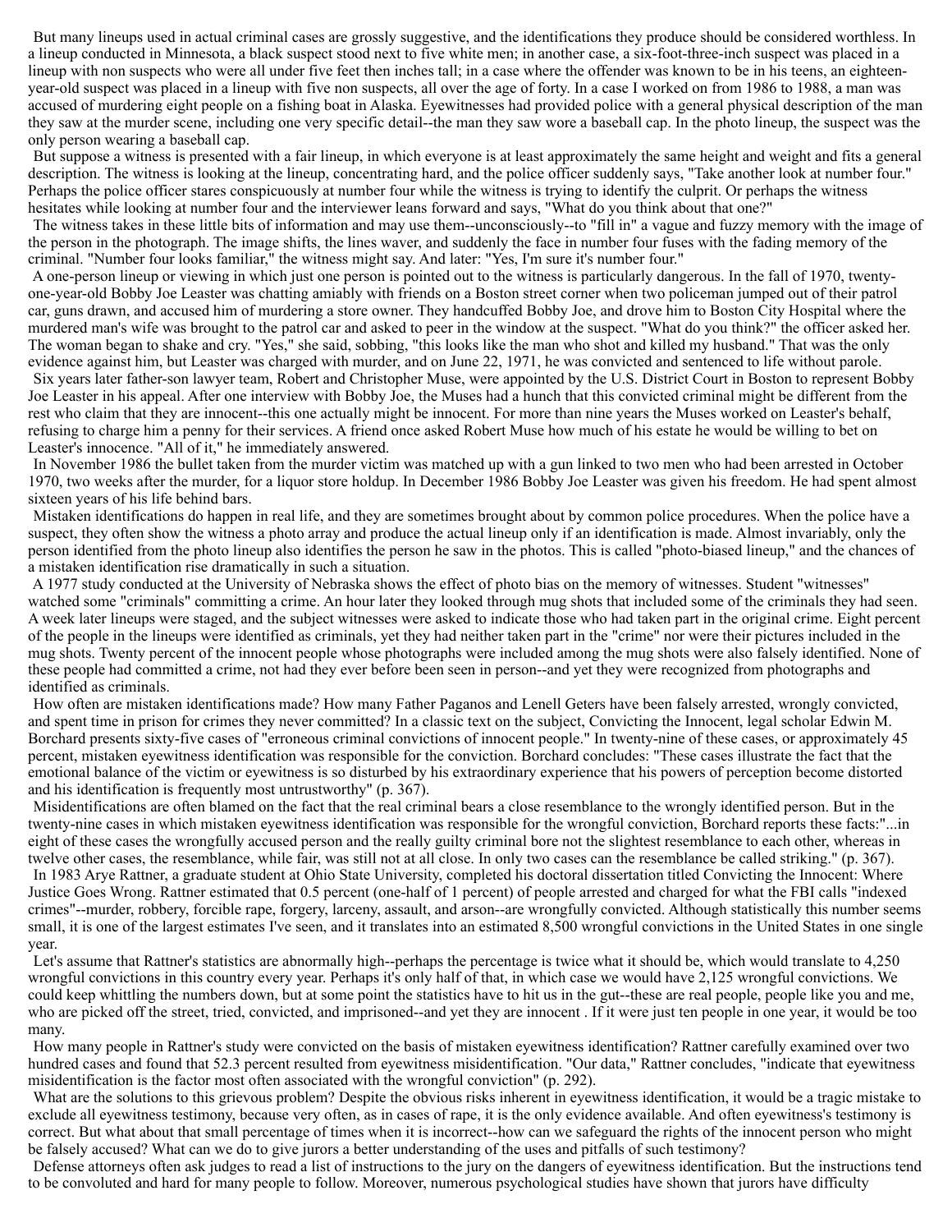But many lineups used in actual criminal cases are grossly suggestive, and the identifications they produce should be considered worthless. In a lineup conducted in Minnesota, a black suspect stood next to five white men; in another case, a six-foot-three-inch suspect was placed in a lineup with non suspects who were all under five feet then inches tall; in a case where the offender was known to be in his teens, an eighteen-year-old suspect was placed in a lineup with five non suspects, all over the age of forty. In a case I worked on from 1986 to 1988, a man was accused of murdering eight people on a fishing boat in Alaska. Eyewitnesses had provided police with a general physical description of the man they saw at the murder scene, including one very specific detail--the man they saw wore a baseball cap. In the photo lineup, the suspect was the only person wearing a baseball cap.

But suppose a witness is presented with a fair lineup, in which everyone is at least approximately the same height and weight and fits a general description. The witness is looking at the lineup, concentrating hard, and the police officer suddenly says, "Take another look at number four." Perhaps the police officer stares conspicuously at number four while the witness is trying to identify the culprit. Or perhaps the witness hesitates while looking at number four and the interviewer leans forward and says, "What do you think about that one?"

The witness takes in these little bits of information and may use them--unconsciously--to "fill in" a vague and fuzzy memory with the image of the person in the photograph. The image shifts, the lines waver, and suddenly the face in number four fuses with the fading memory of the criminal. "Number four looks familiar," the witness might say. And later: "Yes, I'm sure it's number four."

A one-person lineup or viewing in which just one person is pointed out to the witness is particularly dangerous. In the fall of 1970, twenty-one-year-old Bobby Joe Leaster was chatting amiably with friends on a Boston street corner when two policeman jumped out of their patrol car, guns drawn, and accused him of murdering a store owner. They handcuffed Bobby Joe, and drove him to Boston City Hospital where the murdered man's wife was brought to the patrol car and asked to peer in the window at the suspect. "What do you think?" the officer asked her. The woman began to shake and cry. "Yes," she said, sobbing, "this looks like the man who shot and killed my husband." That was the only evidence against him, but Leaster was charged with murder, and on June 22, 1971, he was convicted and sentenced to life without parole.

Six years later father-son lawyer team, Robert and Christopher Muse, were appointed by the U.S. District Court in Boston to represent Bobby Joe Leaster in his appeal. After one interview with Bobby Joe, the Muses had a hunch that this convicted criminal might be different from the rest who claim that they are innocent--this one actually might be innocent. For more than nine years the Muses worked on Leaster's behalf, refusing to charge him a penny for their services. A friend once asked Robert Muse how much of his estate he would be willing to bet on Leaster's innocence. "All of it," he immediately answered.

In November 1986 the bullet taken from the murder victim was matched up with a gun linked to two men who had been arrested in October 1970, two weeks after the murder, for a liquor store holdup. In December 1986 Bobby Joe Leaster was given his freedom. He had spent almost sixteen years of his life behind bars.

Mistaken identifications do happen in real life, and they are sometimes brought about by common police procedures. When the police have a suspect, they often show the witness a photo array and produce the actual lineup only if an identification is made. Almost invariably, only the person identified from the photo lineup also identifies the person he saw in the photos. This is called "photo-biased lineup," and the chances of a mistaken identification rise dramatically in such a situation.

A 1977 study conducted at the University of Nebraska shows the effect of photo bias on the memory of witnesses. Student "witnesses" watched some "criminals" committing a crime. An hour later they looked through mug shots that included some of the criminals they had seen. A week later lineups were staged, and the subject witnesses were asked to indicate those who had taken part in the original crime. Eight percent of the people in the lineups were identified as criminals, yet they had neither taken part in the "crime" nor were their pictures included in the mug shots. Twenty percent of the innocent people whose photographs were included among the mug shots were also falsely identified. None of these people had committed a crime, not had they ever before been seen in person--and yet they were recognized from photographs and identified as criminals.

How often are mistaken identifications made? How many Father Paganos and Lenell Geters have been falsely arrested, wrongly convicted, and spent time in prison for crimes they never committed? In a classic text on the subject, Convicting the Innocent, legal scholar Edwin M. Borchard presents sixty-five cases of "erroneous criminal convictions of innocent people." In twenty-nine of these cases, or approximately 45 percent, mistaken eyewitness identification was responsible for the conviction. Borchard concludes: "These cases illustrate the fact that the emotional balance of the victim or eyewitness is so disturbed by his extraordinary experience that his powers of perception become distorted and his identification is frequently most untrustworthy" (p. 367).

Misidentifications are often blamed on the fact that the real criminal bears a close resemblance to the wrongly identified person. But in the twenty-nine cases in which mistaken eyewitness identification was responsible for the wrongful conviction, Borchard reports these facts:"...in eight of these cases the wrongfully accused person and the really guilty criminal bore not the slightest resemblance to each other, whereas in twelve other cases, the resemblance, while fair, was still not at all close. In only two cases can the resemblance be called striking." (p. 367).

In 1983 Arye Rattner, a graduate student at Ohio State University, completed his doctoral dissertation titled Convicting the Innocent: Where Justice Goes Wrong. Rattner estimated that 0.5 percent (one-half of 1 percent) of people arrested and charged for what the FBI calls "indexed crimes"--murder, robbery, forcible rape, forgery, larceny, assault, and arson--are wrongfully convicted. Although statistically this number seems small, it is one of the largest estimates I've seen, and it translates into an estimated 8,500 wrongful convictions in the United States in one single year.

Let's assume that Rattner's statistics are abnormally high--perhaps the percentage is twice what it should be, which would translate to 4,250 wrongful convictions in this country every year. Perhaps it's only half of that, in which case we would have 2,125 wrongful convictions. We could keep whittling the numbers down, but at some point the statistics have to hit us in the gut--these are real people, people like you and me, who are picked off the street, tried, convicted, and imprisoned--and yet they are innocent . If it were just ten people in one year, it would be too many.

How many people in Rattner's study were convicted on the basis of mistaken eyewitness identification? Rattner carefully examined over two hundred cases and found that 52.3 percent resulted from eyewitness misidentification. "Our data," Rattner concludes, "indicate that eyewitness misidentification is the factor most often associated with the wrongful conviction" (p. 292).

What are the solutions to this grievous problem? Despite the obvious risks inherent in eyewitness identification, it would be a tragic mistake to exclude all eyewitness testimony, because very often, as in cases of rape, it is the only evidence available. And often eyewitness's testimony is correct. But what about that small percentage of times when it is incorrect--how can we safeguard the rights of the innocent person who might be falsely accused? What can we do to give jurors a better understanding of the uses and pitfalls of such testimony?

Defense attorneys often ask judges to read a list of instructions to the jury on the dangers of eyewitness identification. But the instructions tend to be convoluted and hard for many people to follow. Moreover, numerous psychological studies have shown that jurors have difficulty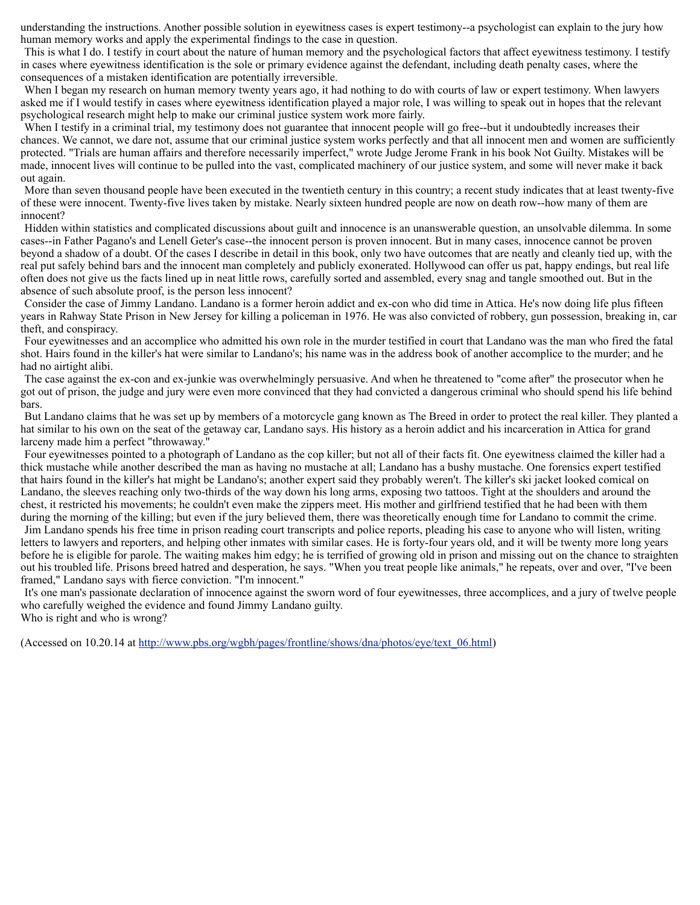understanding the instructions. Another possible solution in eyewitness cases is expert testimony--a psychologist can explain to the jury how human memory works and apply the experimental findings to the case in question.

This is what I do. I testify in court about the nature of human memory and the psychological factors that affect eyewitness testimony. I testify in cases where eyewitness identification is the sole or primary evidence against the defendant, including death penalty cases, where the consequences of a mistaken identification are potentially irreversible.

When I began my research on human memory twenty years ago, it had nothing to do with courts of law or expert testimony. When lawyers asked me if I would testify in cases where eyewitness identification played a major role, I was willing to speak out in hopes that the relevant psychological research might help to make our criminal justice system work more fairly.

When I testify in a criminal trial, my testimony does not guarantee that innocent people will go free--but it undoubtedly increases their chances. We cannot, we dare not, assume that our criminal justice system works perfectly and that all innocent men and women are sufficiently protected. "Trials are human affairs and therefore necessarily imperfect," wrote Judge Jerome Frank in his book Not Guilty. Mistakes will be made, innocent lives will continue to be pulled into the vast, complicated machinery of our justice system, and some will never make it back out again.

More than seven thousand people have been executed in the twentieth century in this country; a recent study indicates that at least twenty-five of these were innocent. Twenty-five lives taken by mistake. Nearly sixteen hundred people are now on death row--how many of them are innocent?

Hidden within statistics and complicated discussions about guilt and innocence is an unanswerable question, an unsolvable dilemma. In some cases--in Father Pagano's and Lenell Geter's case--the innocent person is proven innocent. But in many cases, innocence cannot be proven beyond a shadow of a doubt. Of the cases I describe in detail in this book, only two have outcomes that are neatly and cleanly tied up, with the real put safely behind bars and the innocent man completely and publicly exonerated. Hollywood can offer us pat, happy endings, but real life often does not give us the facts lined up in neat little rows, carefully sorted and assembled, every snag and tangle smoothed out. But in the absence of such absolute proof, is the person less innocent?

Consider the case of Jimmy Landano. Landano is a former heroin addict and ex-con who did time in Attica. He's now doing life plus fifteen years in Rahway State Prison in New Jersey for killing a policeman in 1976. He was also convicted of robbery, gun possession, breaking in, car theft, and conspiracy.

Four eyewitnesses and an accomplice who admitted his own role in the murder testified in court that Landano was the man who fired the fatal shot. Hairs found in the killer's hat were similar to Landano's; his name was in the address book of another accomplice to the murder; and he had no airtight alibi.

The case against the ex-con and ex-junkie was overwhelmingly persuasive. And when he threatened to "come after" the prosecutor when he got out of prison, the judge and jury were even more convinced that they had convicted a dangerous criminal who should spend his life behind bars.

But Landano claims that he was set up by members of a motorcycle gang known as The Breed in order to protect the real killer. They planted a hat similar to his own on the seat of the getaway car, Landano says. His history as a heroin addict and his incarceration in Attica for grand larceny made him a perfect "throwaway."

Four eyewitnesses pointed to a photograph of Landano as the cop killer; but not all of their facts fit. One eyewitness claimed the killer had a thick mustache while another described the man as having no mustache at all; Landano has a bushy mustache. One forensics expert testified that hairs found in the killer's hat might be Landano's; another expert said they probably weren't. The killer's ski jacket looked comical on Landano, the sleeves reaching only two-thirds of the way down his long arms, exposing two tattoos. Tight at the shoulders and around the chest, it restricted his movements; he couldn't even make the zippers meet. His mother and girlfriend testified that he had been with them during the morning of the killing; but even if the jury believed them, there was theoretically enough time for Landano to commit the crime.

Jim Landano spends his free time in prison reading court transcripts and police reports, pleading his case to anyone who will listen, writing letters to lawyers and reporters, and helping other inmates with similar cases. He is forty-four years old, and it will be twenty more long years before he is eligible for parole. The waiting makes him edgy; he is terrified of growing old in prison and missing out on the chance to straighten out his troubled life. Prisons breed hatred and desperation, he says. "When you treat people like animals," he repeats, over and over, "I've been framed," Landano says with fierce conviction. "I'm innocent."

It's one man's passionate declaration of innocence against the sworn word of four eyewitnesses, three accomplices, and a jury of twelve people who carefully weighed the evidence and found Jimmy Landano guilty.

Who is right and who is wrong?

(Accessed on 10.20.14 at http://www.pbs.org/wgbh/pages/frontline/shows/dna/photos/eye/text_06.html)